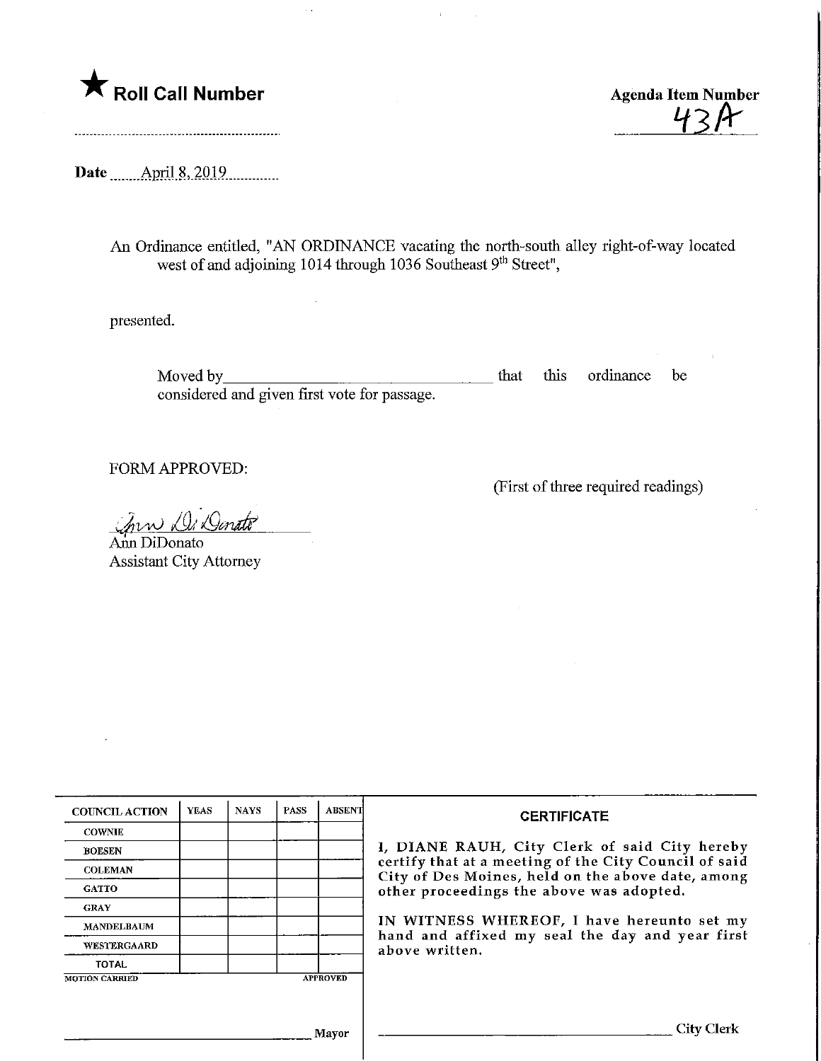★ **Roll Call Number**

**Agenda Item Number**
43A

**Date** April 8, 2019

An Ordinance entitled, "AN ORDINANCE vacating the north-south alley right-of-way located west of and adjoining 1014 through 1036 Southeast 9th Street",

presented.

Moved by\_\_\_\_\_\_\_\_\_\_\_\_\_\_\_\_\_\_\_\_\_\_\_\_\_\_\_\_\_\_\_\_ that this ordinance be considered and given first vote for passage.

FORM APPROVED:

(First of three required readings)

Ann DiDonato
Ann DiDonato
Assistant City Attorney

| COUNCIL ACTION | YEAS | NAYS | PASS | ABSENT |
|---|---|---|---|---|
| COWNIE | | | | |
| BOESEN | | | | |
| COLEMAN | | | | |
| GATTO | | | | |
| GRAY | | | | |
| MANDELBAUM | | | | |
| WESTERGAARD | | | | |
| TOTAL | | | | |

MOTION CARRIED APPROVED

\_\_\_\_\_\_\_\_\_\_\_\_\_\_\_\_\_\_\_\_\_\_\_\_\_\_\_\_ Mayor

**CERTIFICATE**

I, DIANE RAUH, City Clerk of said City hereby certify that at a meeting of the City Council of said City of Des Moines, held on the above date, among other proceedings the above was adopted.

IN WITNESS WHEREOF, I have hereunto set my hand and affixed my seal the day and year first above written.

\_\_\_\_\_\_\_\_\_\_\_\_\_\_\_\_\_\_\_\_\_\_\_\_\_\_\_\_ City Clerk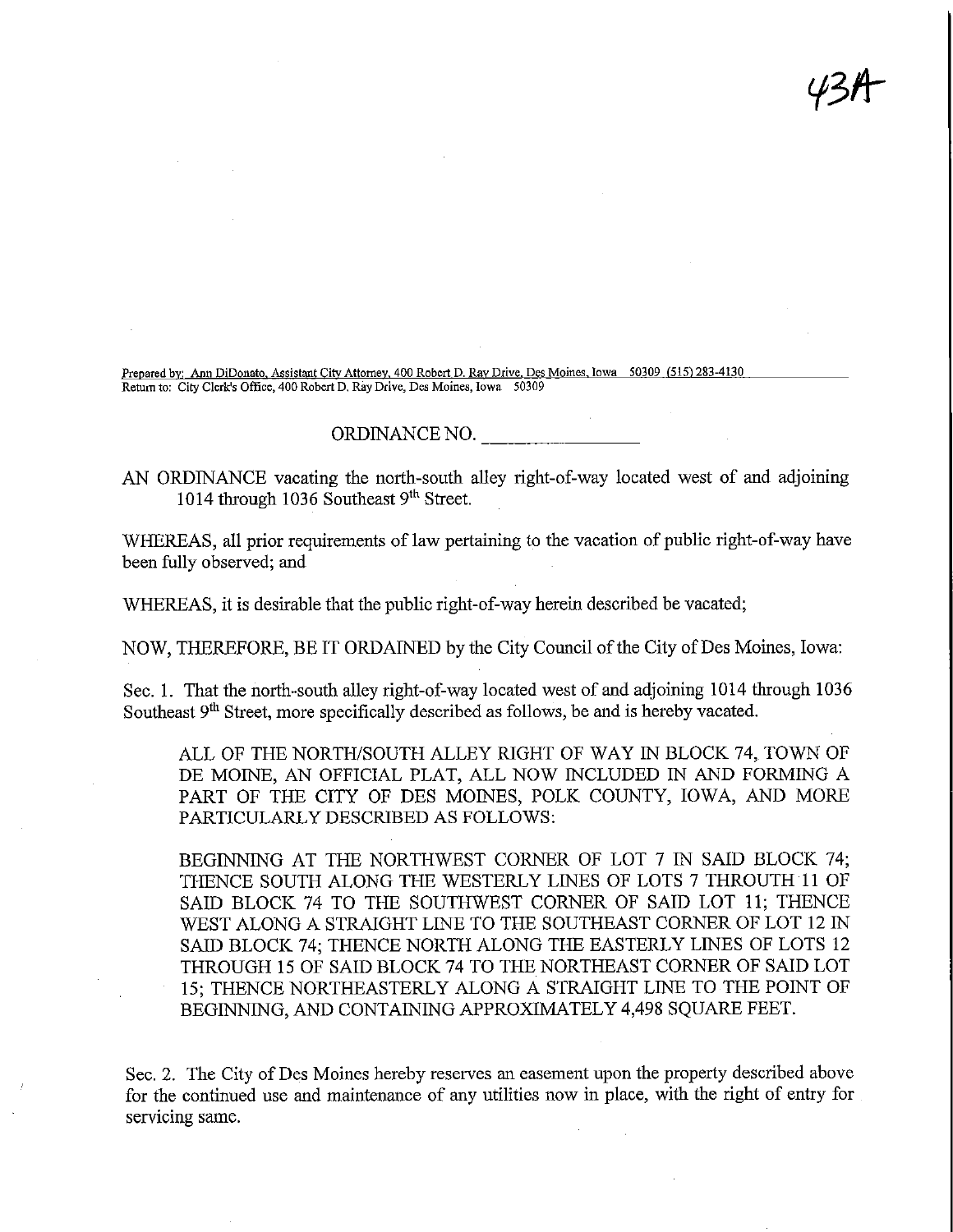43A

Prepared by: Ann DiDonato, Assistant City Attorney, 400 Robert D. Ray Drive, Des Moines, Iowa 50309 (515) 283-4130
Return to: City Clerk's Office, 400 Robert D. Ray Drive, Des Moines, Iowa 50309

ORDINANCE NO. ________________

AN ORDINANCE vacating the north-south alley right-of-way located west of and adjoining 1014 through 1036 Southeast 9th Street.

WHEREAS, all prior requirements of law pertaining to the vacation of public right-of-way have been fully observed; and

WHEREAS, it is desirable that the public right-of-way herein described be vacated;

NOW, THEREFORE, BE IT ORDAINED by the City Council of the City of Des Moines, Iowa:

Sec. 1. That the north-south alley right-of-way located west of and adjoining 1014 through 1036 Southeast 9th Street, more specifically described as follows, be and is hereby vacated.

> ALL OF THE NORTH/SOUTH ALLEY RIGHT OF WAY IN BLOCK 74, TOWN OF DE MOINE, AN OFFICIAL PLAT, ALL NOW INCLUDED IN AND FORMING A PART OF THE CITY OF DES MOINES, POLK COUNTY, IOWA, AND MORE PARTICULARLY DESCRIBED AS FOLLOWS:
>
> BEGINNING AT THE NORTHWEST CORNER OF LOT 7 IN SAID BLOCK 74; THENCE SOUTH ALONG THE WESTERLY LINES OF LOTS 7 THROUTH 11 OF SAID BLOCK 74 TO THE SOUTHWEST CORNER OF SAID LOT 11; THENCE WEST ALONG A STRAIGHT LINE TO THE SOUTHEAST CORNER OF LOT 12 IN SAID BLOCK 74; THENCE NORTH ALONG THE EASTERLY LINES OF LOTS 12 THROUGH 15 OF SAID BLOCK 74 TO THE NORTHEAST CORNER OF SAID LOT 15; THENCE NORTHEASTERLY ALONG A STRAIGHT LINE TO THE POINT OF BEGINNING, AND CONTAINING APPROXIMATELY 4,498 SQUARE FEET.

Sec. 2. The City of Des Moines hereby reserves an easement upon the property described above for the continued use and maintenance of any utilities now in place, with the right of entry for servicing same.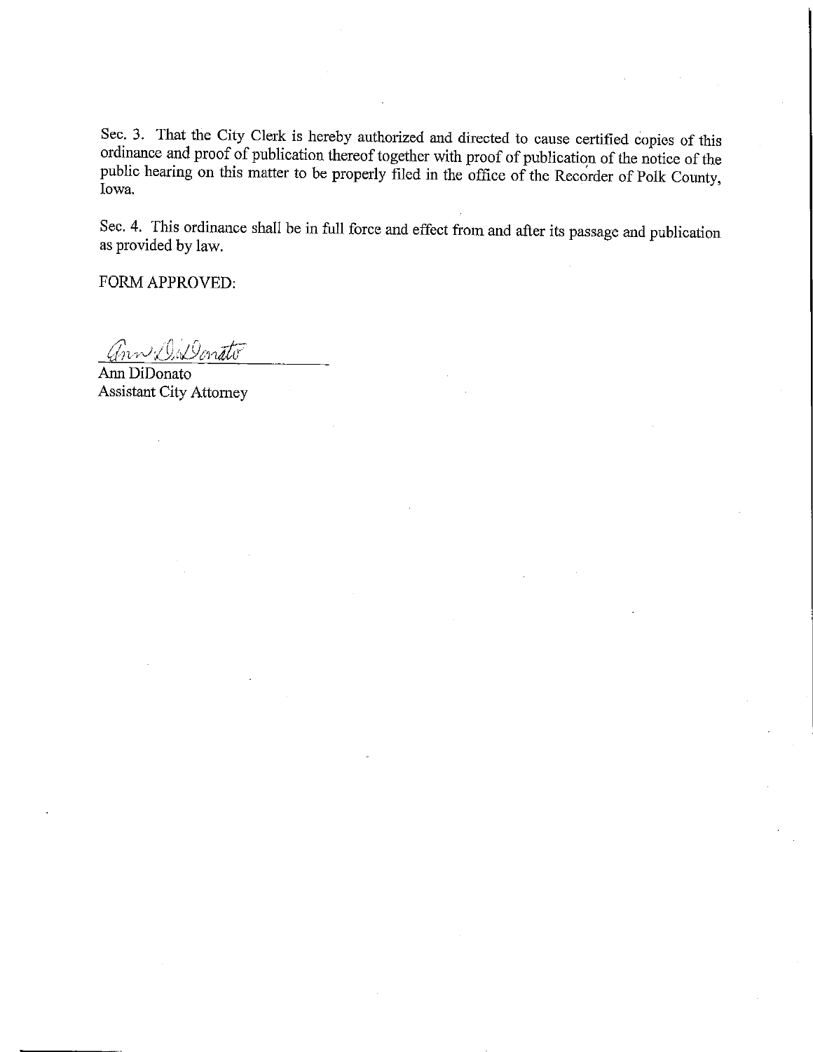Sec. 3. That the City Clerk is hereby authorized and directed to cause certified copies of this ordinance and proof of publication thereof together with proof of publication of the notice of the public hearing on this matter to be properly filed in the office of the Recorder of Polk County, Iowa.

Sec. 4. This ordinance shall be in full force and effect from and after its passage and publication as provided by law.

FORM APPROVED:

Ann DiDonato
Assistant City Attorney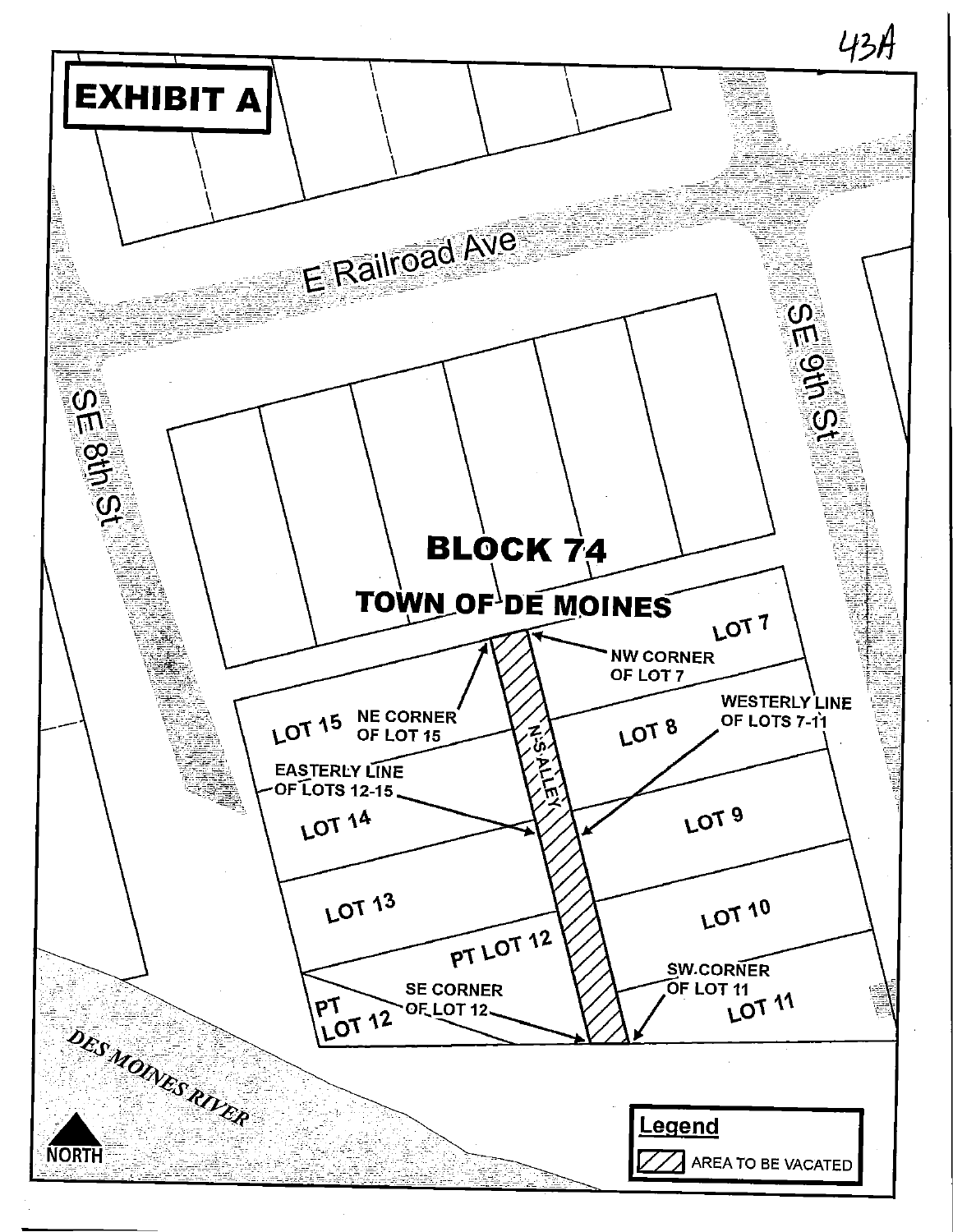43A

# EXHIBIT A

E Railroad Ave

SE 8th St

SE 9th St

BLOCK 74

TOWN OF DE MOINES

LOT 7

NW CORNER OF LOT 7

LOT 15

NE CORNER OF LOT 15

LOT 8

WESTERLY LINE OF LOTS 7-11

EASTERLY LINE OF LOTS 12-15

N-S ALLEY

LOT 14

LOT 9

LOT 13

LOT 10

PT LOT 12

SW CORNER OF LOT 11

PT LOT 12

SE CORNER OF LOT 12

LOT 11

DES MOINES RIVER

NORTH

Legend

AREA TO BE VACATED